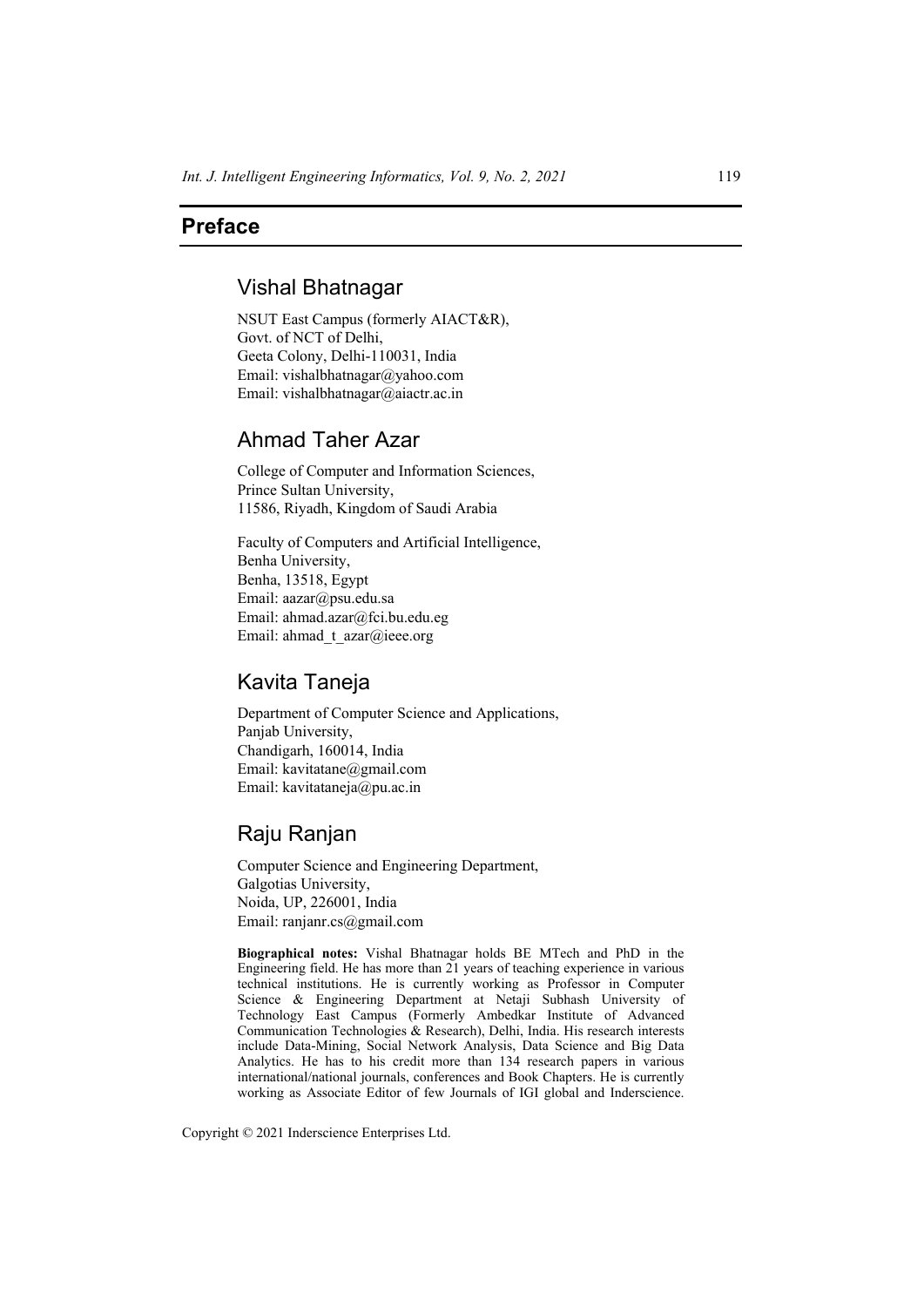# Preface

## Vishal Bhatnagar

NSUT East Campus (formerly AIACT&R),
Govt. of NCT of Delhi,
Geeta Colony, Delhi-110031, India
Email: vishalbhatnagar@yahoo.com
Email: vishalbhatnagar@aiactr.ac.in

## Ahmad Taher Azar

College of Computer and Information Sciences,
Prince Sultan University,
11586, Riyadh, Kingdom of Saudi Arabia

Faculty of Computers and Artificial Intelligence,
Benha University,
Benha, 13518, Egypt
Email: aazar@psu.edu.sa
Email: ahmad.azar@fci.bu.edu.eg
Email: ahmad_t_azar@ieee.org

## Kavita Taneja

Department of Computer Science and Applications,
Panjab University,
Chandigarh, 160014, India
Email: kavitatane@gmail.com
Email: kavitataneja@pu.ac.in

## Raju Ranjan

Computer Science and Engineering Department,
Galgotias University,
Noida, UP, 226001, India
Email: ranjanr.cs@gmail.com

**Biographical notes:** Vishal Bhatnagar holds BE MTech and PhD in the Engineering field. He has more than 21 years of teaching experience in various technical institutions. He is currently working as Professor in Computer Science & Engineering Department at Netaji Subhash University of Technology East Campus (Formerly Ambedkar Institute of Advanced Communication Technologies & Research), Delhi, India. His research interests include Data-Mining, Social Network Analysis, Data Science and Big Data Analytics. He has to his credit more than 134 research papers in various international/national journals, conferences and Book Chapters. He is currently working as Associate Editor of few Journals of IGI global and Inderscience.

Copyright © 2021 Inderscience Enterprises Ltd.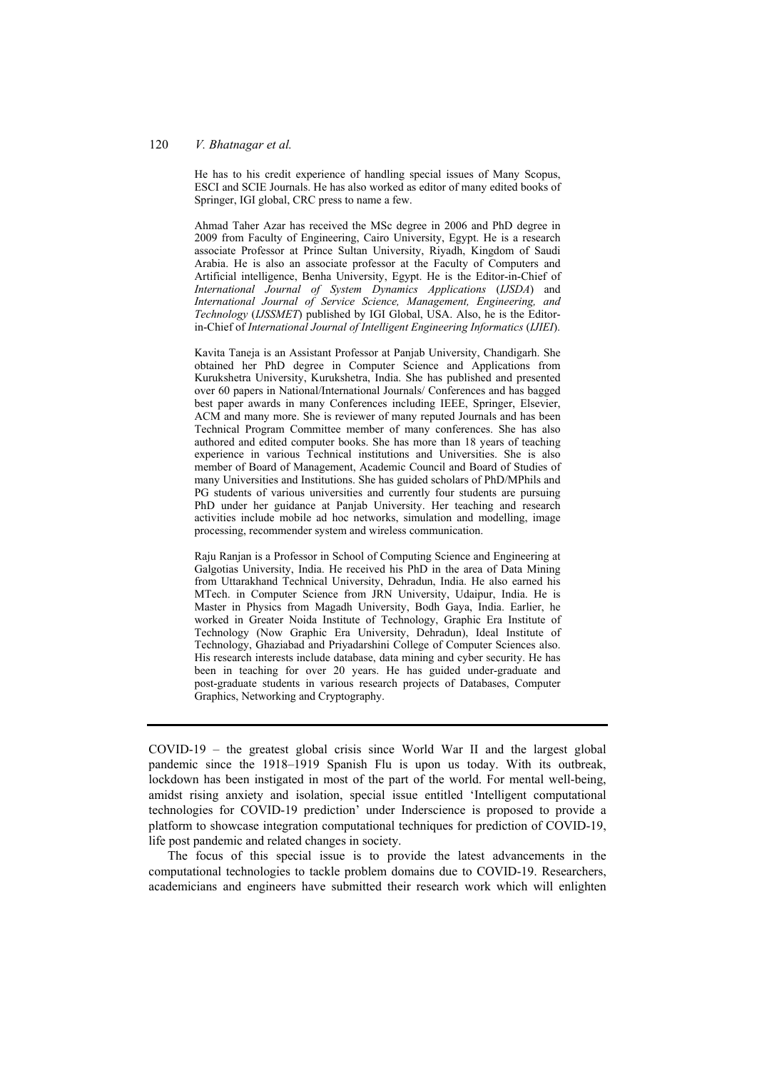He has to his credit experience of handling special issues of Many Scopus, ESCI and SCIE Journals. He has also worked as editor of many edited books of Springer, IGI global, CRC press to name a few.

Ahmad Taher Azar has received the MSc degree in 2006 and PhD degree in 2009 from Faculty of Engineering, Cairo University, Egypt. He is a research associate Professor at Prince Sultan University, Riyadh, Kingdom of Saudi Arabia. He is also an associate professor at the Faculty of Computers and Artificial intelligence, Benha University, Egypt. He is the Editor-in-Chief of *International Journal of System Dynamics Applications* (*IJSDA*) and *International Journal of Service Science, Management, Engineering, and Technology* (*IJSSMET*) published by IGI Global, USA. Also, he is the Editor-in-Chief of *International Journal of Intelligent Engineering Informatics* (*IJIEI*).

Kavita Taneja is an Assistant Professor at Panjab University, Chandigarh. She obtained her PhD degree in Computer Science and Applications from Kurukshetra University, Kurukshetra, India. She has published and presented over 60 papers in National/International Journals/ Conferences and has bagged best paper awards in many Conferences including IEEE, Springer, Elsevier, ACM and many more. She is reviewer of many reputed Journals and has been Technical Program Committee member of many conferences. She has also authored and edited computer books. She has more than 18 years of teaching experience in various Technical institutions and Universities. She is also member of Board of Management, Academic Council and Board of Studies of many Universities and Institutions. She has guided scholars of PhD/MPhils and PG students of various universities and currently four students are pursuing PhD under her guidance at Panjab University. Her teaching and research activities include mobile ad hoc networks, simulation and modelling, image processing, recommender system and wireless communication.

Raju Ranjan is a Professor in School of Computing Science and Engineering at Galgotias University, India. He received his PhD in the area of Data Mining from Uttarakhand Technical University, Dehradun, India. He also earned his MTech. in Computer Science from JRN University, Udaipur, India. He is Master in Physics from Magadh University, Bodh Gaya, India. Earlier, he worked in Greater Noida Institute of Technology, Graphic Era Institute of Technology (Now Graphic Era University, Dehradun), Ideal Institute of Technology, Ghaziabad and Priyadarshini College of Computer Sciences also. His research interests include database, data mining and cyber security. He has been in teaching for over 20 years. He has guided under-graduate and post-graduate students in various research projects of Databases, Computer Graphics, Networking and Cryptography.

---

COVID-19 – the greatest global crisis since World War II and the largest global pandemic since the 1918–1919 Spanish Flu is upon us today. With its outbreak, lockdown has been instigated in most of the part of the world. For mental well-being, amidst rising anxiety and isolation, special issue entitled 'Intelligent computational technologies for COVID-19 prediction' under Inderscience is proposed to provide a platform to showcase integration computational techniques for prediction of COVID-19, life post pandemic and related changes in society.

The focus of this special issue is to provide the latest advancements in the computational technologies to tackle problem domains due to COVID-19. Researchers, academicians and engineers have submitted their research work which will enlighten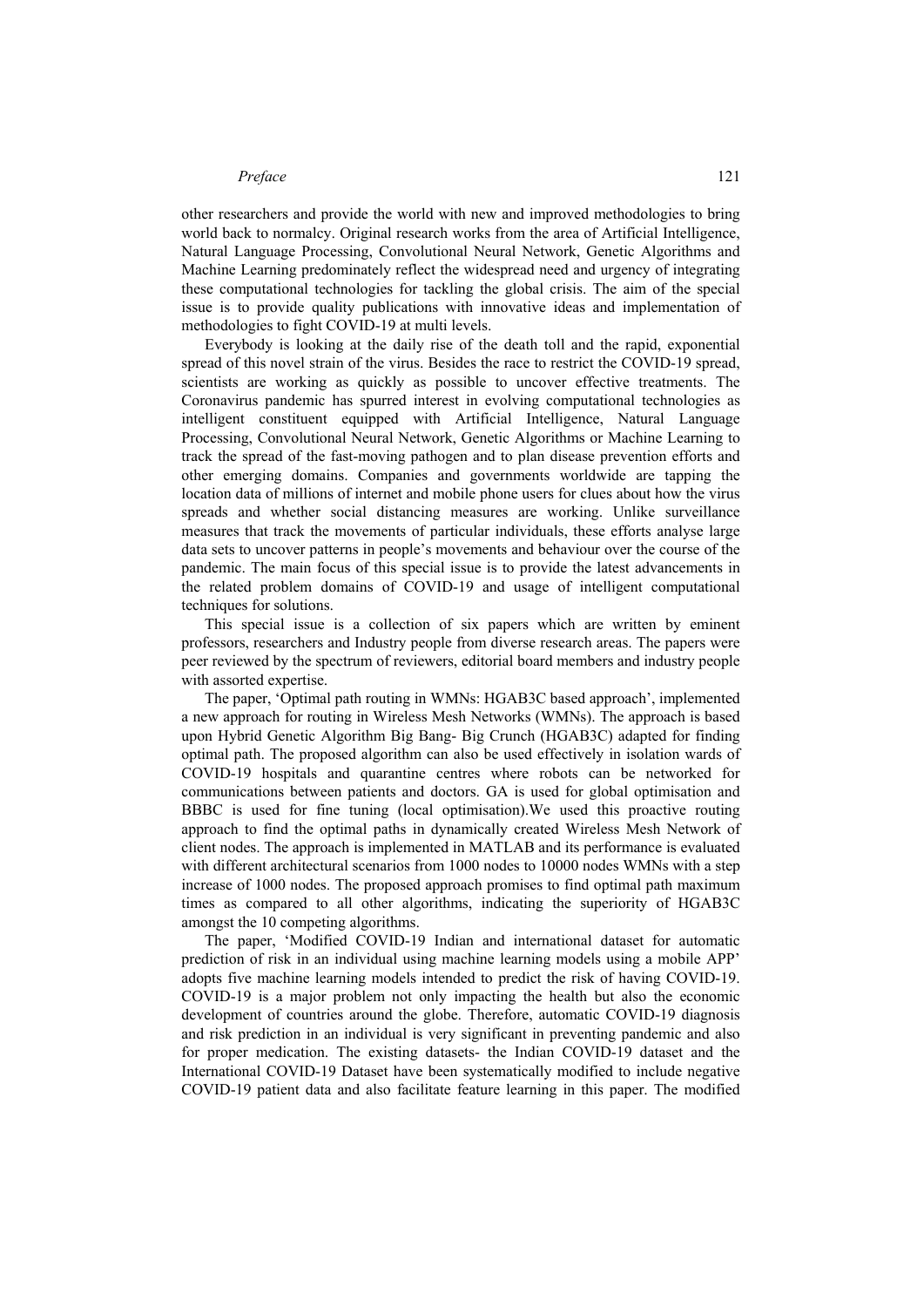other researchers and provide the world with new and improved methodologies to bring world back to normalcy. Original research works from the area of Artificial Intelligence, Natural Language Processing, Convolutional Neural Network, Genetic Algorithms and Machine Learning predominately reflect the widespread need and urgency of integrating these computational technologies for tackling the global crisis. The aim of the special issue is to provide quality publications with innovative ideas and implementation of methodologies to fight COVID-19 at multi levels.

Everybody is looking at the daily rise of the death toll and the rapid, exponential spread of this novel strain of the virus. Besides the race to restrict the COVID-19 spread, scientists are working as quickly as possible to uncover effective treatments. The Coronavirus pandemic has spurred interest in evolving computational technologies as intelligent constituent equipped with Artificial Intelligence, Natural Language Processing, Convolutional Neural Network, Genetic Algorithms or Machine Learning to track the spread of the fast-moving pathogen and to plan disease prevention efforts and other emerging domains. Companies and governments worldwide are tapping the location data of millions of internet and mobile phone users for clues about how the virus spreads and whether social distancing measures are working. Unlike surveillance measures that track the movements of particular individuals, these efforts analyse large data sets to uncover patterns in people's movements and behaviour over the course of the pandemic. The main focus of this special issue is to provide the latest advancements in the related problem domains of COVID-19 and usage of intelligent computational techniques for solutions.

This special issue is a collection of six papers which are written by eminent professors, researchers and Industry people from diverse research areas. The papers were peer reviewed by the spectrum of reviewers, editorial board members and industry people with assorted expertise.

The paper, 'Optimal path routing in WMNs: HGAB3C based approach', implemented a new approach for routing in Wireless Mesh Networks (WMNs). The approach is based upon Hybrid Genetic Algorithm Big Bang- Big Crunch (HGAB3C) adapted for finding optimal path. The proposed algorithm can also be used effectively in isolation wards of COVID-19 hospitals and quarantine centres where robots can be networked for communications between patients and doctors. GA is used for global optimisation and BBBC is used for fine tuning (local optimisation).We used this proactive routing approach to find the optimal paths in dynamically created Wireless Mesh Network of client nodes. The approach is implemented in MATLAB and its performance is evaluated with different architectural scenarios from 1000 nodes to 10000 nodes WMNs with a step increase of 1000 nodes. The proposed approach promises to find optimal path maximum times as compared to all other algorithms, indicating the superiority of HGAB3C amongst the 10 competing algorithms.

The paper, 'Modified COVID-19 Indian and international dataset for automatic prediction of risk in an individual using machine learning models using a mobile APP' adopts five machine learning models intended to predict the risk of having COVID-19. COVID-19 is a major problem not only impacting the health but also the economic development of countries around the globe. Therefore, automatic COVID-19 diagnosis and risk prediction in an individual is very significant in preventing pandemic and also for proper medication. The existing datasets- the Indian COVID-19 dataset and the International COVID-19 Dataset have been systematically modified to include negative COVID-19 patient data and also facilitate feature learning in this paper. The modified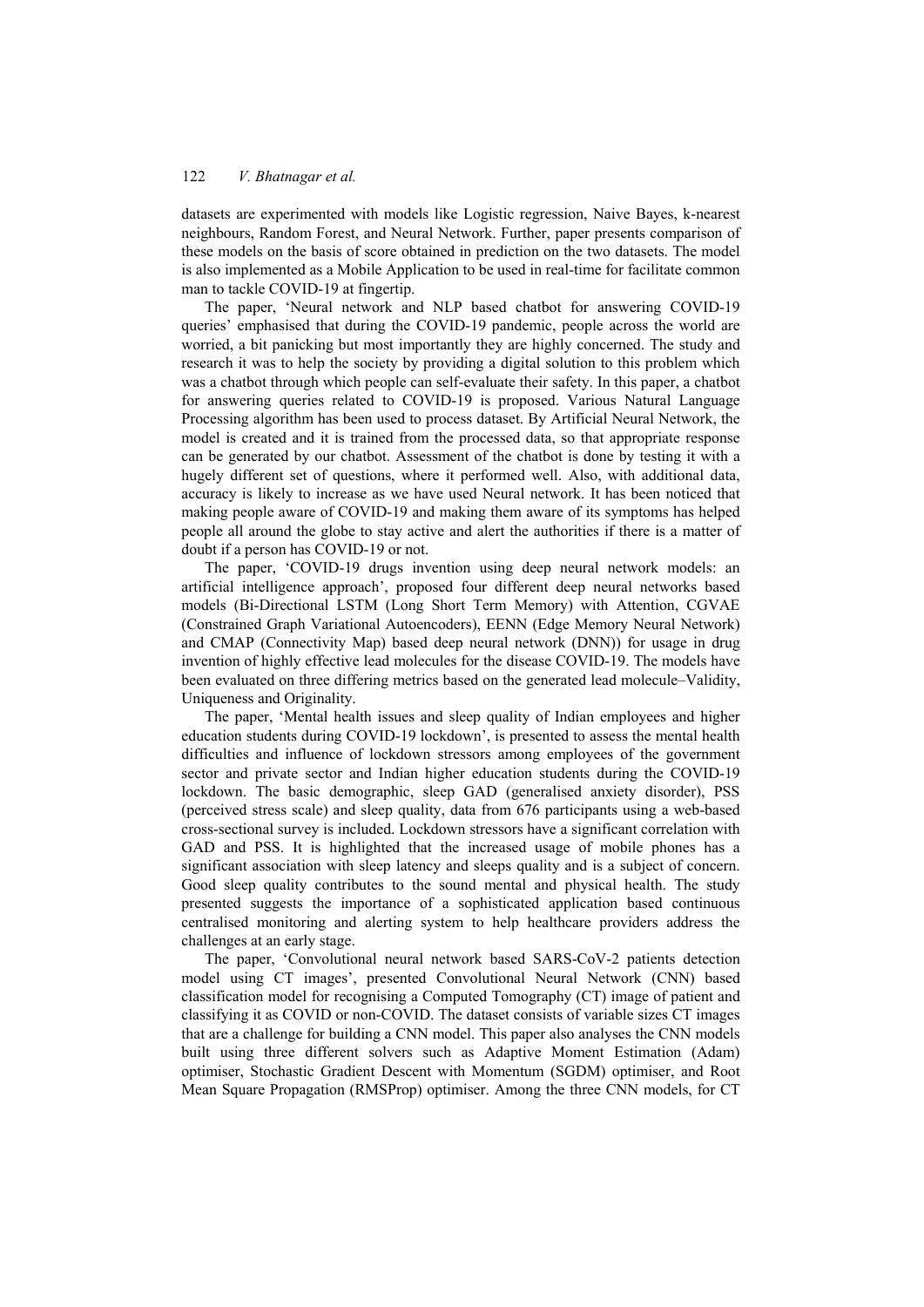datasets are experimented with models like Logistic regression, Naive Bayes, k-nearest neighbours, Random Forest, and Neural Network. Further, paper presents comparison of these models on the basis of score obtained in prediction on the two datasets. The model is also implemented as a Mobile Application to be used in real-time for facilitate common man to tackle COVID-19 at fingertip.

The paper, 'Neural network and NLP based chatbot for answering COVID-19 queries' emphasised that during the COVID-19 pandemic, people across the world are worried, a bit panicking but most importantly they are highly concerned. The study and research it was to help the society by providing a digital solution to this problem which was a chatbot through which people can self-evaluate their safety. In this paper, a chatbot for answering queries related to COVID-19 is proposed. Various Natural Language Processing algorithm has been used to process dataset. By Artificial Neural Network, the model is created and it is trained from the processed data, so that appropriate response can be generated by our chatbot. Assessment of the chatbot is done by testing it with a hugely different set of questions, where it performed well. Also, with additional data, accuracy is likely to increase as we have used Neural network. It has been noticed that making people aware of COVID-19 and making them aware of its symptoms has helped people all around the globe to stay active and alert the authorities if there is a matter of doubt if a person has COVID-19 or not.

The paper, 'COVID-19 drugs invention using deep neural network models: an artificial intelligence approach', proposed four different deep neural networks based models (Bi-Directional LSTM (Long Short Term Memory) with Attention, CGVAE (Constrained Graph Variational Autoencoders), EENN (Edge Memory Neural Network) and CMAP (Connectivity Map) based deep neural network (DNN)) for usage in drug invention of highly effective lead molecules for the disease COVID-19. The models have been evaluated on three differing metrics based on the generated lead molecule–Validity, Uniqueness and Originality.

The paper, 'Mental health issues and sleep quality of Indian employees and higher education students during COVID-19 lockdown', is presented to assess the mental health difficulties and influence of lockdown stressors among employees of the government sector and private sector and Indian higher education students during the COVID-19 lockdown. The basic demographic, sleep GAD (generalised anxiety disorder), PSS (perceived stress scale) and sleep quality, data from 676 participants using a web-based cross-sectional survey is included. Lockdown stressors have a significant correlation with GAD and PSS. It is highlighted that the increased usage of mobile phones has a significant association with sleep latency and sleeps quality and is a subject of concern. Good sleep quality contributes to the sound mental and physical health. The study presented suggests the importance of a sophisticated application based continuous centralised monitoring and alerting system to help healthcare providers address the challenges at an early stage.

The paper, 'Convolutional neural network based SARS-CoV-2 patients detection model using CT images', presented Convolutional Neural Network (CNN) based classification model for recognising a Computed Tomography (CT) image of patient and classifying it as COVID or non-COVID. The dataset consists of variable sizes CT images that are a challenge for building a CNN model. This paper also analyses the CNN models built using three different solvers such as Adaptive Moment Estimation (Adam) optimiser, Stochastic Gradient Descent with Momentum (SGDM) optimiser, and Root Mean Square Propagation (RMSProp) optimiser. Among the three CNN models, for CT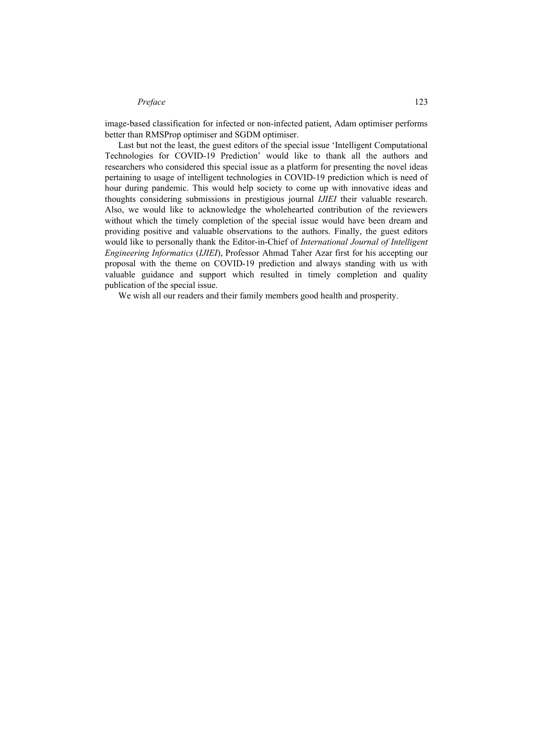image-based classification for infected or non-infected patient, Adam optimiser performs better than RMSProp optimiser and SGDM optimiser.

Last but not the least, the guest editors of the special issue 'Intelligent Computational Technologies for COVID-19 Prediction' would like to thank all the authors and researchers who considered this special issue as a platform for presenting the novel ideas pertaining to usage of intelligent technologies in COVID-19 prediction which is need of hour during pandemic. This would help society to come up with innovative ideas and thoughts considering submissions in prestigious journal *IJIEI* their valuable research. Also, we would like to acknowledge the wholehearted contribution of the reviewers without which the timely completion of the special issue would have been dream and providing positive and valuable observations to the authors. Finally, the guest editors would like to personally thank the Editor-in-Chief of *International Journal of Intelligent Engineering Informatics* (*IJIEI*), Professor Ahmad Taher Azar first for his accepting our proposal with the theme on COVID-19 prediction and always standing with us with valuable guidance and support which resulted in timely completion and quality publication of the special issue.

We wish all our readers and their family members good health and prosperity.